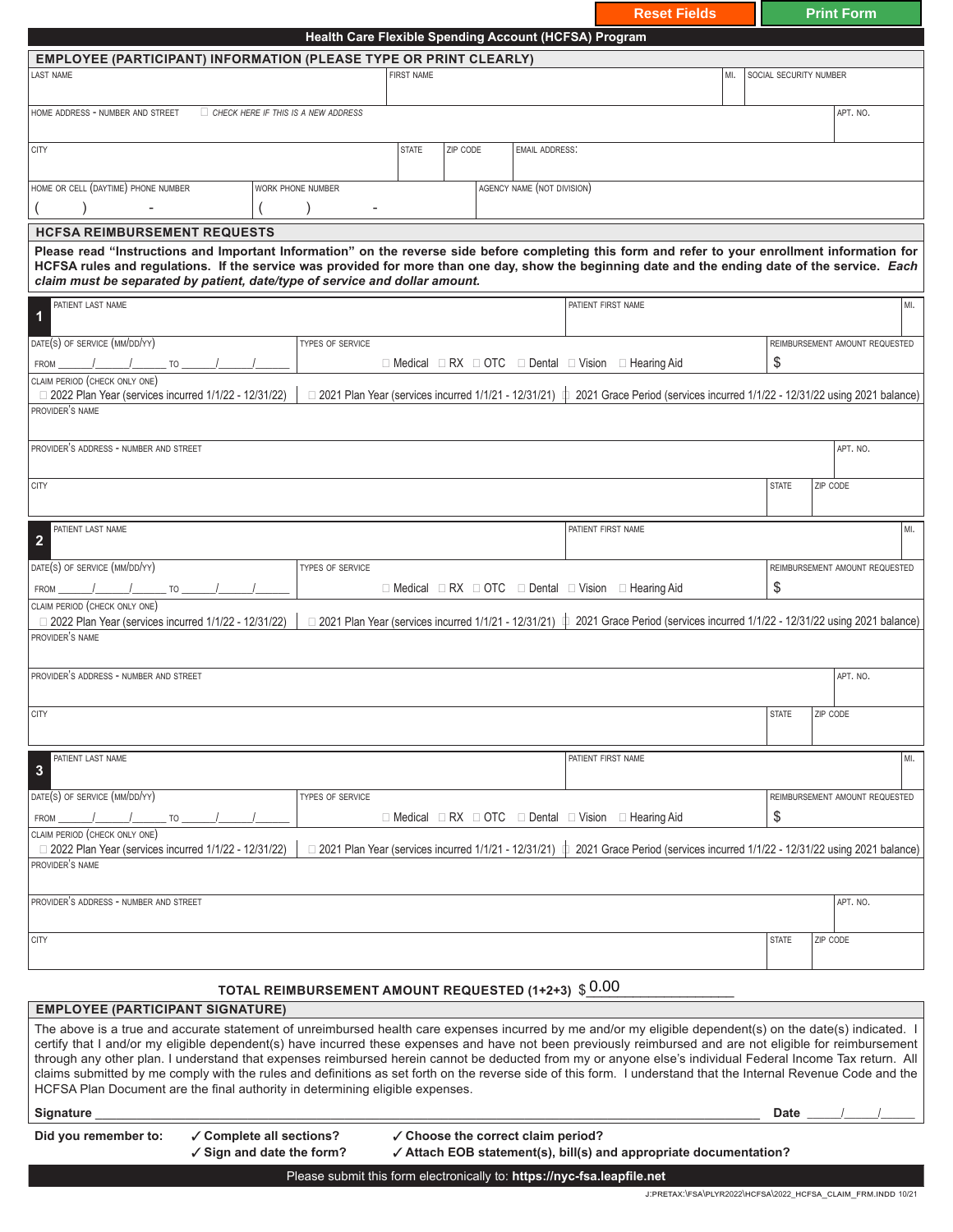Reset Fields | Print Form

# Health Care Flexible Spending Account (HCFSA) Program

## EMPLOYEE (PARTICIPANT) INFORMATION (PLEASE TYPE OR PRINT CLEARLY)

| LAST NAME | FIRST NAME | MI. | SOCIAL SECURITY NUMBER |
|---|---|---|---|
| | | | |

| HOME ADDRESS - NUMBER AND STREET ☐ CHECK HERE IF THIS IS A NEW ADDRESS | APT. NO. |
|---|---|
| | |

| CITY | STATE | ZIP CODE | EMAIL ADDRESS: |
|---|---|---|---|
| | | | |

| HOME OR CELL (DAYTIME) PHONE NUMBER | WORK PHONE NUMBER | AGENCY NAME (NOT DIVISION) |
|---|---|---|
| (    )    - | (    )    - | |

## HCFSA REIMBURSEMENT REQUESTS

**Please read "Instructions and Important Information" on the reverse side before completing this form and refer to your enrollment information for HCFSA rules and regulations. If the service was provided for more than one day, show the beginning date and the ending date of the service. *Each claim must be separated by patient, date/type of service and dollar amount.***

### 1

| PATIENT LAST NAME | PATIENT FIRST NAME | MI. |
|---|---|---|
| | | |

| DATE(S) OF SERVICE (MM/DD/YY) | TYPES OF SERVICE | REIMBURSEMENT AMOUNT REQUESTED |
|---|---|---|
| FROM ____/____/____ TO ____/____/____ | ☐ Medical ☐ RX ☐ OTC ☐ Dental ☐ Vision ☐ Hearing Aid | $ |

CLAIM PERIOD (CHECK ONLY ONE)
☐ 2022 Plan Year (services incurred 1/1/22 - 12/31/22) ☐ 2021 Plan Year (services incurred 1/1/21 - 12/31/21) ☐ 2021 Grace Period (services incurred 1/1/22 - 12/31/22 using 2021 balance)

| PROVIDER'S NAME |
|---|
| |

| PROVIDER'S ADDRESS - NUMBER AND STREET | APT. NO. |
|---|---|
| | |

| CITY | STATE | ZIP CODE |
|---|---|---|
| | | |

### 2

| PATIENT LAST NAME | PATIENT FIRST NAME | MI. |
|---|---|---|
| | | |

| DATE(S) OF SERVICE (MM/DD/YY) | TYPES OF SERVICE | REIMBURSEMENT AMOUNT REQUESTED |
|---|---|---|
| FROM ____/____/____ TO ____/____/____ | ☐ Medical ☐ RX ☐ OTC ☐ Dental ☐ Vision ☐ Hearing Aid | $ |

CLAIM PERIOD (CHECK ONLY ONE)
☐ 2022 Plan Year (services incurred 1/1/22 - 12/31/22) ☐ 2021 Plan Year (services incurred 1/1/21 - 12/31/21) ☐ 2021 Grace Period (services incurred 1/1/22 - 12/31/22 using 2021 balance)

| PROVIDER'S NAME |
|---|
| |

| PROVIDER'S ADDRESS - NUMBER AND STREET | APT. NO. |
|---|---|
| | |

| CITY | STATE | ZIP CODE |
|---|---|---|
| | | |

### 3

| PATIENT LAST NAME | PATIENT FIRST NAME | MI. |
|---|---|---|
| | | |

| DATE(S) OF SERVICE (MM/DD/YY) | TYPES OF SERVICE | REIMBURSEMENT AMOUNT REQUESTED |
|---|---|---|
| FROM ____/____/____ TO ____/____/____ | ☐ Medical ☐ RX ☐ OTC ☐ Dental ☐ Vision ☐ Hearing Aid | $ |

CLAIM PERIOD (CHECK ONLY ONE)
☐ 2022 Plan Year (services incurred 1/1/22 - 12/31/22) ☐ 2021 Plan Year (services incurred 1/1/21 - 12/31/21) ☐ 2021 Grace Period (services incurred 1/1/22 - 12/31/22 using 2021 balance)

| PROVIDER'S NAME |
|---|
| |

| PROVIDER'S ADDRESS - NUMBER AND STREET | APT. NO. |
|---|---|
| | |

| CITY | STATE | ZIP CODE |
|---|---|---|
| | | |

**TOTAL REIMBURSEMENT AMOUNT REQUESTED (1+2+3)** $ 0.00

## EMPLOYEE (PARTICIPANT SIGNATURE)

The above is a true and accurate statement of unreimbursed health care expenses incurred by me and/or my eligible dependent(s) on the date(s) indicated. I certify that I and/or my eligible dependent(s) have incurred these expenses and have not been previously reimbursed and are not eligible for reimbursement through any other plan. I understand that expenses reimbursed herein cannot be deducted from my or anyone else's individual Federal Income Tax return. All claims submitted by me comply with the rules and definitions as set forth on the reverse side of this form. I understand that the Internal Revenue Code and the HCFSA Plan Document are the final authority in determining eligible expenses.

**Signature** ______________________________ **Date** ____/____/____

**Did you remember to:**
- ✓ **Complete all sections?**
- ✓ **Sign and date the form?**
- ✓ **Choose the correct claim period?**
- ✓ **Attach EOB statement(s), bill(s) and appropriate documentation?**

Please submit this form electronically to: **https://nyc-fsa.leapfile.net**

J:PRETAX:\FSA\PLYR2022\HCFSA\2022_HCFSA_CLAIM_FRM.INDD 10/21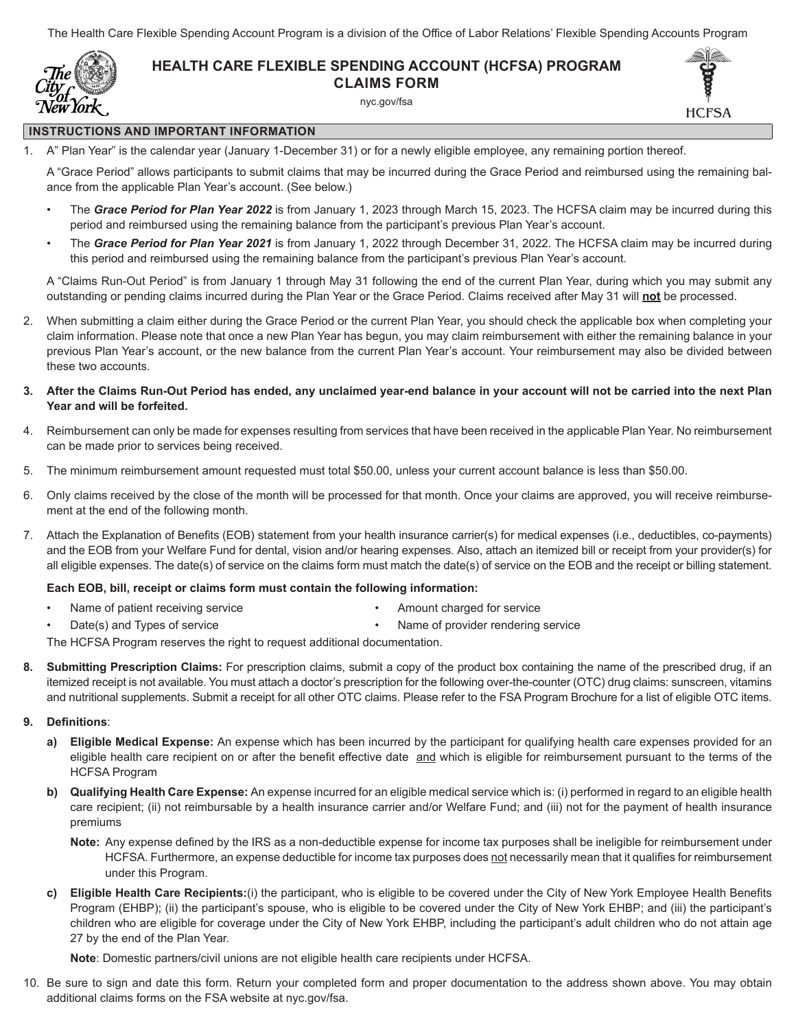The Health Care Flexible Spending Account Program is a division of the Office of Labor Relations' Flexible Spending Accounts Program

# HEALTH CARE FLEXIBLE SPENDING ACCOUNT (HCFSA) PROGRAM CLAIMS FORM

nyc.gov/fsa

HCFSA

## INSTRUCTIONS AND IMPORTANT INFORMATION

1. A" Plan Year" is the calendar year (January 1-December 31) or for a newly eligible employee, any remaining portion thereof.

   A "Grace Period" allows participants to submit claims that may be incurred during the Grace Period and reimbursed using the remaining balance from the applicable Plan Year's account. (See below.)

   - The ***Grace Period for Plan Year 2022*** is from January 1, 2023 through March 15, 2023. The HCFSA claim may be incurred during this period and reimbursed using the remaining balance from the participant's previous Plan Year's account.
   - The ***Grace Period for Plan Year 2021*** is from January 1, 2022 through December 31, 2022. The HCFSA claim may be incurred during this period and reimbursed using the remaining balance from the participant's previous Plan Year's account.

   A "Claims Run-Out Period" is from January 1 through May 31 following the end of the current Plan Year, during which you may submit any outstanding or pending claims incurred during the Plan Year or the Grace Period. Claims received after May 31 will <u>**not**</u> be processed.

2. When submitting a claim either during the Grace Period or the current Plan Year, you should check the applicable box when completing your claim information. Please note that once a new Plan Year has begun, you may claim reimbursement with either the remaining balance in your previous Plan Year's account, or the new balance from the current Plan Year's account. Your reimbursement may also be divided between these two accounts.

3. **After the Claims Run-Out Period has ended, any unclaimed year-end balance in your account will not be carried into the next Plan Year and will be forfeited.**

4. Reimbursement can only be made for expenses resulting from services that have been received in the applicable Plan Year. No reimbursement can be made prior to services being received.

5. The minimum reimbursement amount requested must total $50.00, unless your current account balance is less than $50.00.

6. Only claims received by the close of the month will be processed for that month. Once your claims are approved, you will receive reimbursement at the end of the following month.

7. Attach the Explanation of Benefits (EOB) statement from your health insurance carrier(s) for medical expenses (i.e., deductibles, co-payments) and the EOB from your Welfare Fund for dental, vision and/or hearing expenses. Also, attach an itemized bill or receipt from your provider(s) for all eligible expenses. The date(s) of service on the claims form must match the date(s) of service on the EOB and the receipt or billing statement.

   **Each EOB, bill, receipt or claims form must contain the following information:**

   - Name of patient receiving service
   - Amount charged for service
   - Date(s) and Types of service
   - Name of provider rendering service

   The HCFSA Program reserves the right to request additional documentation.

8. **Submitting Prescription Claims:** For prescription claims, submit a copy of the product box containing the name of the prescribed drug, if an itemized receipt is not available. You must attach a doctor's prescription for the following over-the-counter (OTC) drug claims: sunscreen, vitamins and nutritional supplements. Submit a receipt for all other OTC claims. Please refer to the FSA Program Brochure for a list of eligible OTC items.

9. **Definitions**:

   **a) Eligible Medical Expense:** An expense which has been incurred by the participant for qualifying health care expenses provided for an eligible health care recipient on or after the benefit effective date <u>and</u> which is eligible for reimbursement pursuant to the terms of the HCFSA Program

   **b) Qualifying Health Care Expense:** An expense incurred for an eligible medical service which is: (i) performed in regard to an eligible health care recipient; (ii) not reimbursable by a health insurance carrier and/or Welfare Fund; and (iii) not for the payment of health insurance premiums

   **Note:** Any expense defined by the IRS as a non-deductible expense for income tax purposes shall be ineligible for reimbursement under HCFSA. Furthermore, an expense deductible for income tax purposes does <u>not</u> necessarily mean that it qualifies for reimbursement under this Program.

   **c) Eligible Health Care Recipients:**(i) the participant, who is eligible to be covered under the City of New York Employee Health Benefits Program (EHBP); (ii) the participant's spouse, who is eligible to be covered under the City of New York EHBP; and (iii) the participant's children who are eligible for coverage under the City of New York EHBP, including the participant's adult children who do not attain age 27 by the end of the Plan Year.

   **Note**: Domestic partners/civil unions are not eligible health care recipients under HCFSA.

10. Be sure to sign and date this form. Return your completed form and proper documentation to the address shown above. You may obtain additional claims forms on the FSA website at nyc.gov/fsa.